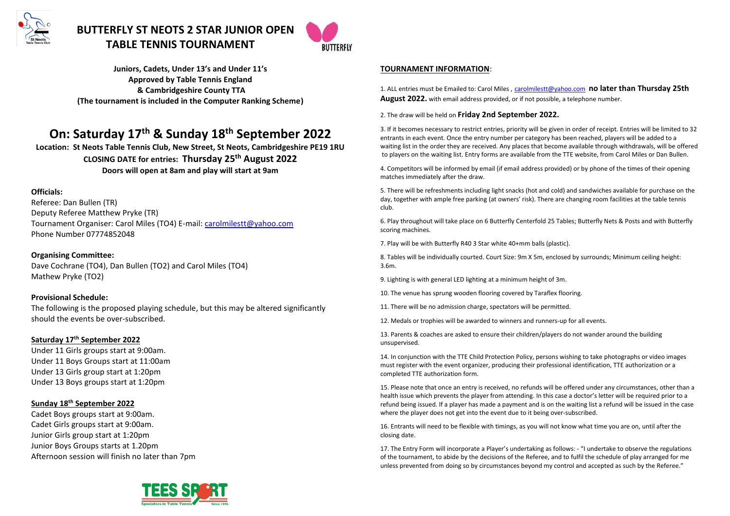# BUTTERFLY ST NEOTS 2 STAR JUNIOR OPEN TABLE TENNIS TOURNAMENT

**Juniors, Cadets, Under 13's and Under 11's**
**Approved by Table Tennis England**
**& Cambridgeshire County TTA**
**(The tournament is included in the Computer Ranking Scheme)**

## On: Saturday 17th & Sunday 18th September 2022

**Location: St Neots Table Tennis Club, New Street, St Neots, Cambridgeshire PE19 1RU**
**CLOSING DATE for entries: Thursday 25th August 2022**
**Doors will open at 8am and play will start at 9am**

**Officials:**
Referee: Dan Bullen (TR)
Deputy Referee Matthew Pryke (TR)
Tournament Organiser: Carol Miles (TO4) E-mail: carolmilestt@yahoo.com
Phone Number 07774852048

**Organising Committee:**
Dave Cochrane (TO4), Dan Bullen (TO2) and Carol Miles (TO4)
Mathew Pryke (TO2)

**Provisional Schedule:**
The following is the proposed playing schedule, but this may be altered significantly should the events be over-subscribed.

**Saturday 17th September 2022**
Under 11 Girls groups start at 9:00am.
Under 11 Boys Groups start at 11:00am
Under 13 Girls group start at 1:20pm
Under 13 Boys groups start at 1:20pm

**Sunday 18th September 2022**
Cadet Boys groups start at 9:00am.
Cadet Girls groups start at 9:00am.
Junior Girls group start at 1:20pm
Junior Boys Groups starts at 1.20pm
Afternoon session will finish no later than 7pm

**TOURNAMENT INFORMATION**:

1. ALL entries must be Emailed to: Carol Miles , carolmilestt@yahoo.com **no later than Thursday 25th August 2022.** with email address provided, or if not possible, a telephone number.

2. The draw will be held on **Friday 2nd September 2022.**

3. If it becomes necessary to restrict entries, priority will be given in order of receipt. Entries will be limited to 32 entrants in each event. Once the entry number per category has been reached, players will be added to a waiting list in the order they are received. Any places that become available through withdrawals, will be offered to players on the waiting list. Entry forms are available from the TTE website, from Carol Miles or Dan Bullen.

4. Competitors will be informed by email (if email address provided) or by phone of the times of their opening matches immediately after the draw.

5. There will be refreshments including light snacks (hot and cold) and sandwiches available for purchase on the day, together with ample free parking (at owners' risk). There are changing room facilities at the table tennis club.

6. Play throughout will take place on 6 Butterfly Centerfold 25 Tables; Butterfly Nets & Posts and with Butterfly scoring machines.

7. Play will be with Butterfly R40 3 Star white 40+mm balls (plastic).

8. Tables will be individually courted. Court Size: 9m X 5m, enclosed by surrounds; Minimum ceiling height: 3.6m.

9. Lighting is with general LED lighting at a minimum height of 3m.

10. The venue has sprung wooden flooring covered by Taraflex flooring.

11. There will be no admission charge, spectators will be permitted.

12. Medals or trophies will be awarded to winners and runners-up for all events.

13. Parents & coaches are asked to ensure their children/players do not wander around the building unsupervised.

14. In conjunction with the TTE Child Protection Policy, persons wishing to take photographs or video images must register with the event organizer, producing their professional identification, TTE authorization or a completed TTE authorization form.

15. Please note that once an entry is received, no refunds will be offered under any circumstances, other than a health issue which prevents the player from attending. In this case a doctor's letter will be required prior to a refund being issued. If a player has made a payment and is on the waiting list a refund will be issued in the case where the player does not get into the event due to it being over-subscribed.

16. Entrants will need to be flexible with timings, as you will not know what time you are on, until after the closing date.

17. The Entry Form will incorporate a Player's undertaking as follows: - "I undertake to observe the regulations of the tournament, to abide by the decisions of the Referee, and to fulfil the schedule of play arranged for me unless prevented from doing so by circumstances beyond my control and accepted as such by the Referee."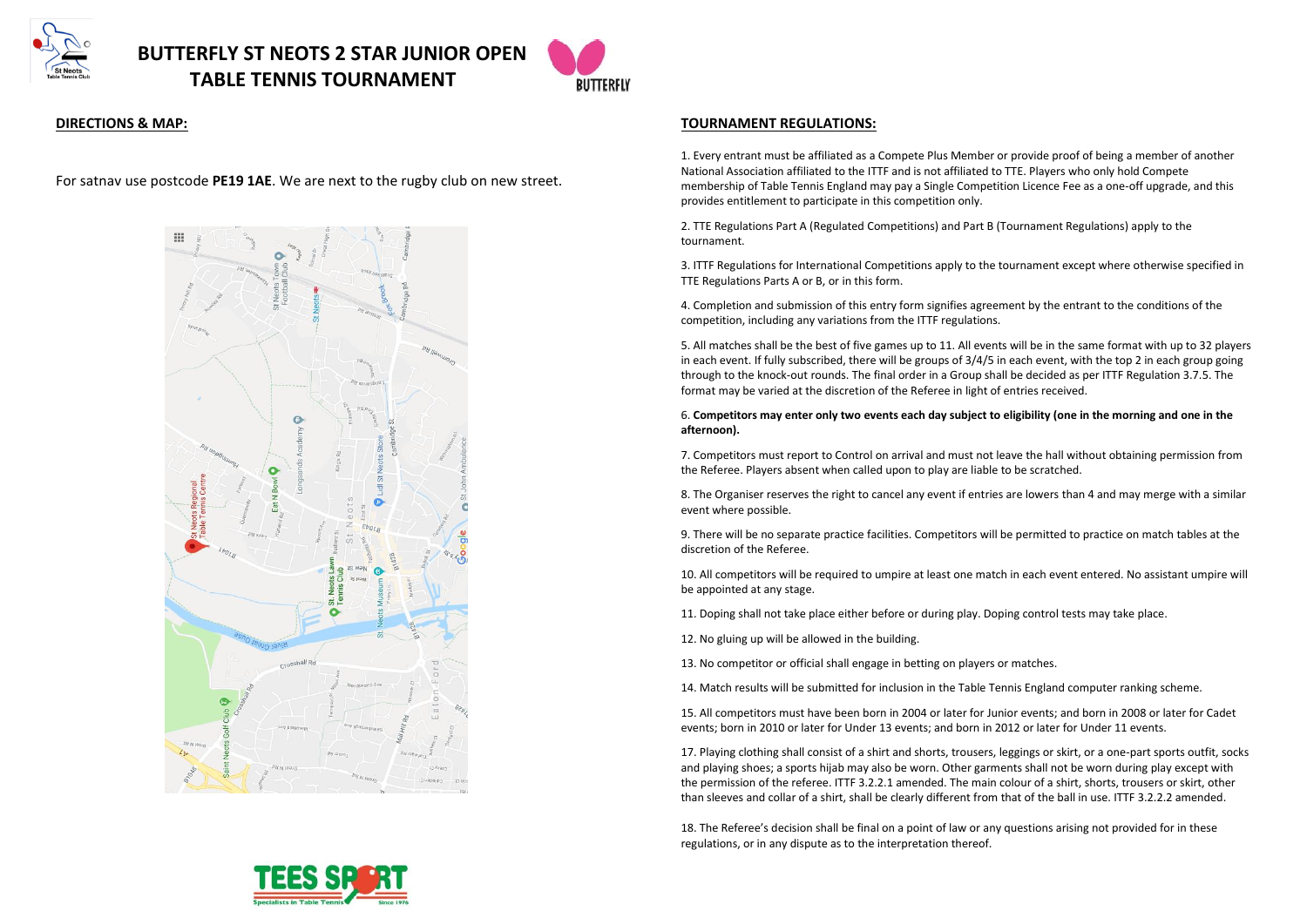# BUTTERFLY ST NEOTS 2 STAR JUNIOR OPEN TABLE TENNIS TOURNAMENT

## DIRECTIONS & MAP:

For satnav use postcode **PE19 1AE**. We are next to the rugby club on new street.

## TOURNAMENT REGULATIONS:

1. Every entrant must be affiliated as a Compete Plus Member or provide proof of being a member of another National Association affiliated to the ITTF and is not affiliated to TTE. Players who only hold Compete membership of Table Tennis England may pay a Single Competition Licence Fee as a one-off upgrade, and this provides entitlement to participate in this competition only.

2. TTE Regulations Part A (Regulated Competitions) and Part B (Tournament Regulations) apply to the tournament.

3. ITTF Regulations for International Competitions apply to the tournament except where otherwise specified in TTE Regulations Parts A or B, or in this form.

4. Completion and submission of this entry form signifies agreement by the entrant to the conditions of the competition, including any variations from the ITTF regulations.

5. All matches shall be the best of five games up to 11. All events will be in the same format with up to 32 players in each event. If fully subscribed, there will be groups of 3/4/5 in each event, with the top 2 in each group going through to the knock-out rounds. The final order in a Group shall be decided as per ITTF Regulation 3.7.5. The format may be varied at the discretion of the Referee in light of entries received.

6. **Competitors may enter only two events each day subject to eligibility (one in the morning and one in the afternoon).**

7. Competitors must report to Control on arrival and must not leave the hall without obtaining permission from the Referee. Players absent when called upon to play are liable to be scratched.

8. The Organiser reserves the right to cancel any event if entries are lowers than 4 and may merge with a similar event where possible.

9. There will be no separate practice facilities. Competitors will be permitted to practice on match tables at the discretion of the Referee.

10. All competitors will be required to umpire at least one match in each event entered. No assistant umpire will be appointed at any stage.

11. Doping shall not take place either before or during play. Doping control tests may take place.

12. No gluing up will be allowed in the building.

13. No competitor or official shall engage in betting on players or matches.

14. Match results will be submitted for inclusion in the Table Tennis England computer ranking scheme.

15. All competitors must have been born in 2004 or later for Junior events; and born in 2008 or later for Cadet events; born in 2010 or later for Under 13 events; and born in 2012 or later for Under 11 events.

17. Playing clothing shall consist of a shirt and shorts, trousers, leggings or skirt, or a one-part sports outfit, socks and playing shoes; a sports hijab may also be worn. Other garments shall not be worn during play except with the permission of the referee. ITTF 3.2.2.1 amended. The main colour of a shirt, shorts, trousers or skirt, other than sleeves and collar of a shirt, shall be clearly different from that of the ball in use. ITTF 3.2.2.2 amended.

18. The Referee's decision shall be final on a point of law or any questions arising not provided for in these regulations, or in any dispute as to the interpretation thereof.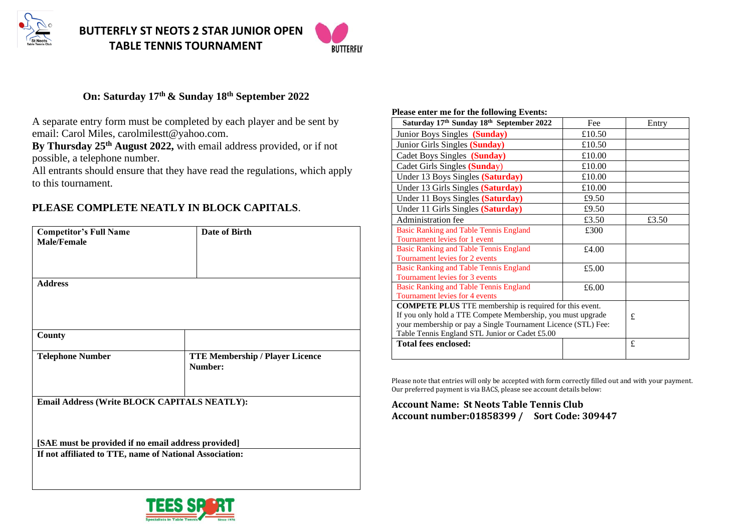# BUTTERFLY ST NEOTS 2 STAR JUNIOR OPEN TABLE TENNIS TOURNAMENT

### On: Saturday 17th & Sunday 18th September 2022

A separate entry form must be completed by each player and be sent by email: Carol Miles, carolmilestt@yahoo.com.

**By Thursday 25th August 2022,** with email address provided, or if not possible, a telephone number.

All entrants should ensure that they have read the regulations, which apply to this tournament.

**PLEASE COMPLETE NEATLY IN BLOCK CAPITALS**.

| **Competitor's Full Name Male/Female** | **Date of Birth** |
|---|---|
| **Address** | |
| **County** | |
| **Telephone Number** | **TTE Membership / Player Licence Number:** |
| **Email Address (Write BLOCK CAPITALS NEATLY):** [SAE must be provided if no email address provided] | |
| **If not affiliated to TTE, name of National Association:** | |

**Please enter me for the following Events:**

| Saturday 17th Sunday 18th September 2022 | Fee | Entry |
|---|---|---|
| Junior Boys Singles **(Sunday)** | £10.50 | |
| Junior Girls Singles **(Sunday)** | £10.50 | |
| Cadet Boys Singles **(Sunday)** | £10.00 | |
| Cadet Girls Singles **(Sunday)** | £10.00 | |
| Under 13 Boys Singles **(Saturday)** | £10.00 | |
| Under 13 Girls Singles **(Saturday)** | £10.00 | |
| Under 11 Boys Singles **(Saturday)** | £9.50 | |
| Under 11 Girls Singles **(Saturday)** | £9.50 | |
| Administration fee | £3.50 | £3.50 |
| Basic Ranking and Table Tennis England Tournament levies for 1 event | £300 | |
| Basic Ranking and Table Tennis England Tournament levies for 2 events | £4.00 | |
| Basic Ranking and Table Tennis England Tournament levies for 3 events | £5.00 | |
| Basic Ranking and Table Tennis England Tournament levies for 4 events | £6.00 | |
| **COMPETE PLUS** TTE membership is required for this event. If you only hold a TTE Compete Membership, you must upgrade your membership or pay a Single Tournament Licence (STL) Fee: Table Tennis England STL Junior or Cadet £5.00 | | £ |
| **Total fees enclosed:** | | £ |

Please note that entries will only be accepted with form correctly filled out and with your payment. Our preferred payment is via BACS, please see account details below:

**Account Name: St Neots Table Tennis Club**
**Account number:01858399 / Sort Code: 309447**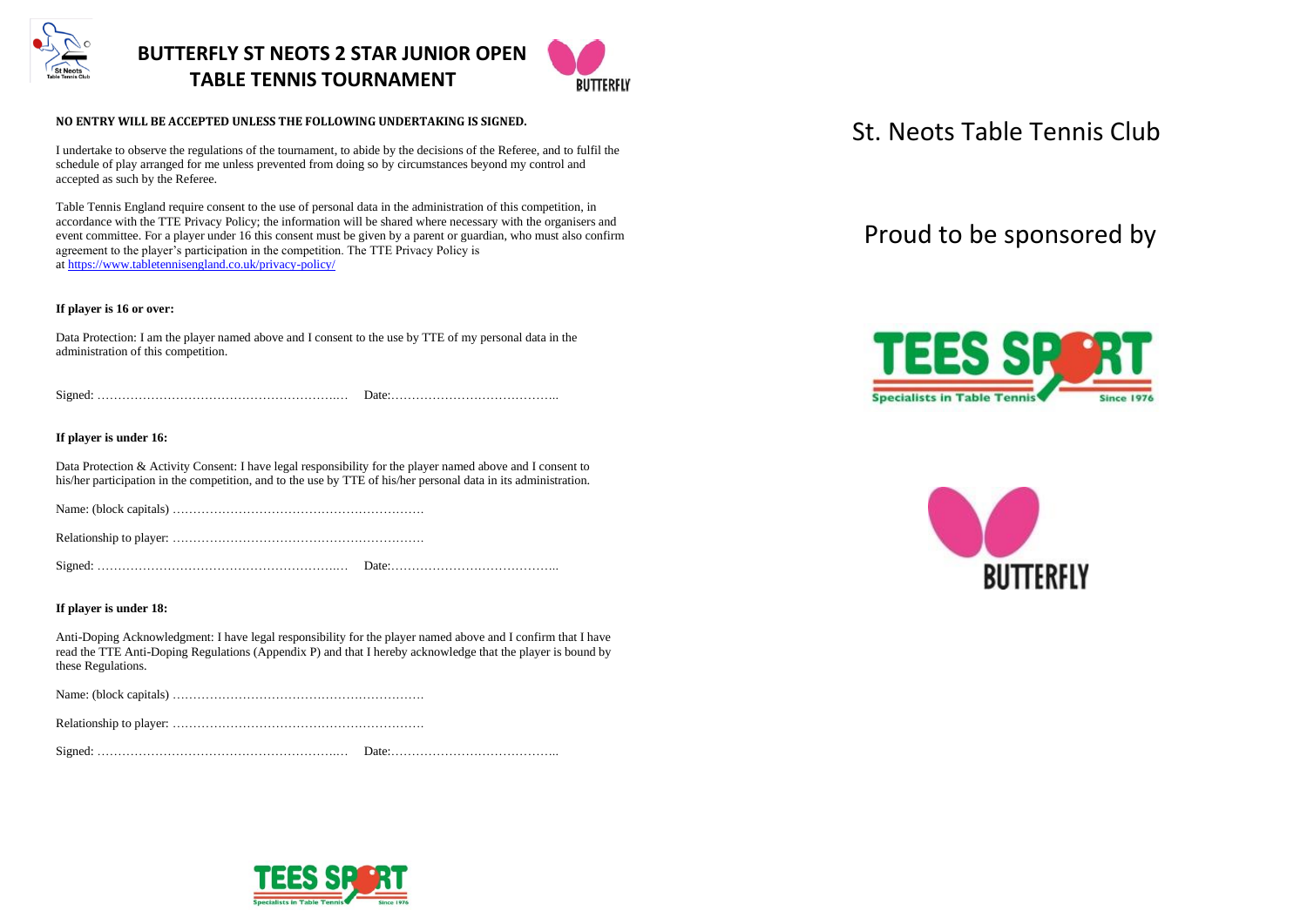# BUTTERFLY ST NEOTS 2 STAR JUNIOR OPEN TABLE TENNIS TOURNAMENT

**NO ENTRY WILL BE ACCEPTED UNLESS THE FOLLOWING UNDERTAKING IS SIGNED.**

I undertake to observe the regulations of the tournament, to abide by the decisions of the Referee, and to fulfil the schedule of play arranged for me unless prevented from doing so by circumstances beyond my control and accepted as such by the Referee.

Table Tennis England require consent to the use of personal data in the administration of this competition, in accordance with the TTE Privacy Policy; the information will be shared where necessary with the organisers and event committee. For a player under 16 this consent must be given by a parent or guardian, who must also confirm agreement to the player's participation in the competition. The TTE Privacy Policy is at https://www.tabletennisengland.co.uk/privacy-policy/

**If player is 16 or over:**

Data Protection: I am the player named above and I consent to the use by TTE of my personal data in the administration of this competition.

Signed: ……………………………………………………..… Date:…………………………………..

**If player is under 16:**

Data Protection & Activity Consent: I have legal responsibility for the player named above and I consent to his/her participation in the competition, and to the use by TTE of his/her personal data in its administration.

Name: (block capitals) ……………………………………………………

Relationship to player: ……………………………………………………

Signed: ……………………………………………………..… Date:…………………………………..

**If player is under 18:**

Anti-Doping Acknowledgment: I have legal responsibility for the player named above and I confirm that I have read the TTE Anti-Doping Regulations (Appendix P) and that I hereby acknowledge that the player is bound by these Regulations.

Name: (block capitals) ……………………………………………………

Relationship to player: ……………………………………………………

Signed: ……………………………………………………..… Date:…………………………………..

# St. Neots Table Tennis Club

## Proud to be sponsored by

TEES SPORT
Specialists in Table Tennis Since 1976

BUTTERFLY